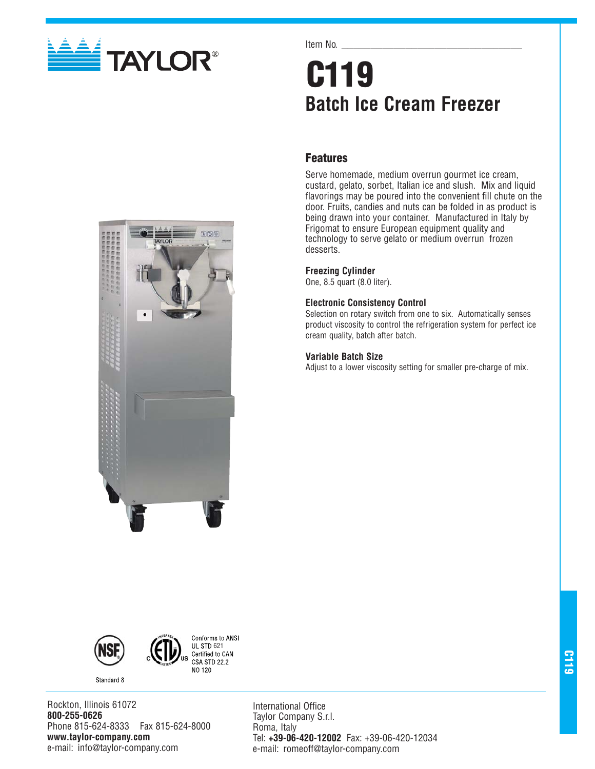Item No. ___________________________________

# C119

## Batch Ice Cream Freezer

### Features

Serve homemade, medium overrun gourmet ice cream, custard, gelato, sorbet, Italian ice and slush. Mix and liquid flavorings may be poured into the convenient fill chute on the door. Fruits, candies and nuts can be folded in as product is being drawn into your container. Manufactured in Italy by Frigomat to ensure European equipment quality and technology to serve gelato or medium overrun frozen desserts.

**Freezing Cylinder**
One, 8.5 quart (8.0 liter).

**Electronic Consistency Control**
Selection on rotary switch from one to six. Automatically senses product viscosity to control the refrigeration system for perfect ice cream quality, batch after batch.

**Variable Batch Size**
Adjust to a lower viscosity setting for smaller pre-charge of mix.

Standard 8

Conforms to ANSI UL STD 621
Certified to CAN CSA STD 22.2 NO 120

Rockton, Illinois 61072
**800-255-0626**
Phone 815-624-8333 Fax 815-624-8000
**www.taylor-company.com**
e-mail: info@taylor-company.com

International Office
Taylor Company S.r.l.
Roma, Italy
Tel: **+39-06-420-12002** Fax: +39-06-420-12034
e-mail: romeoff@taylor-company.com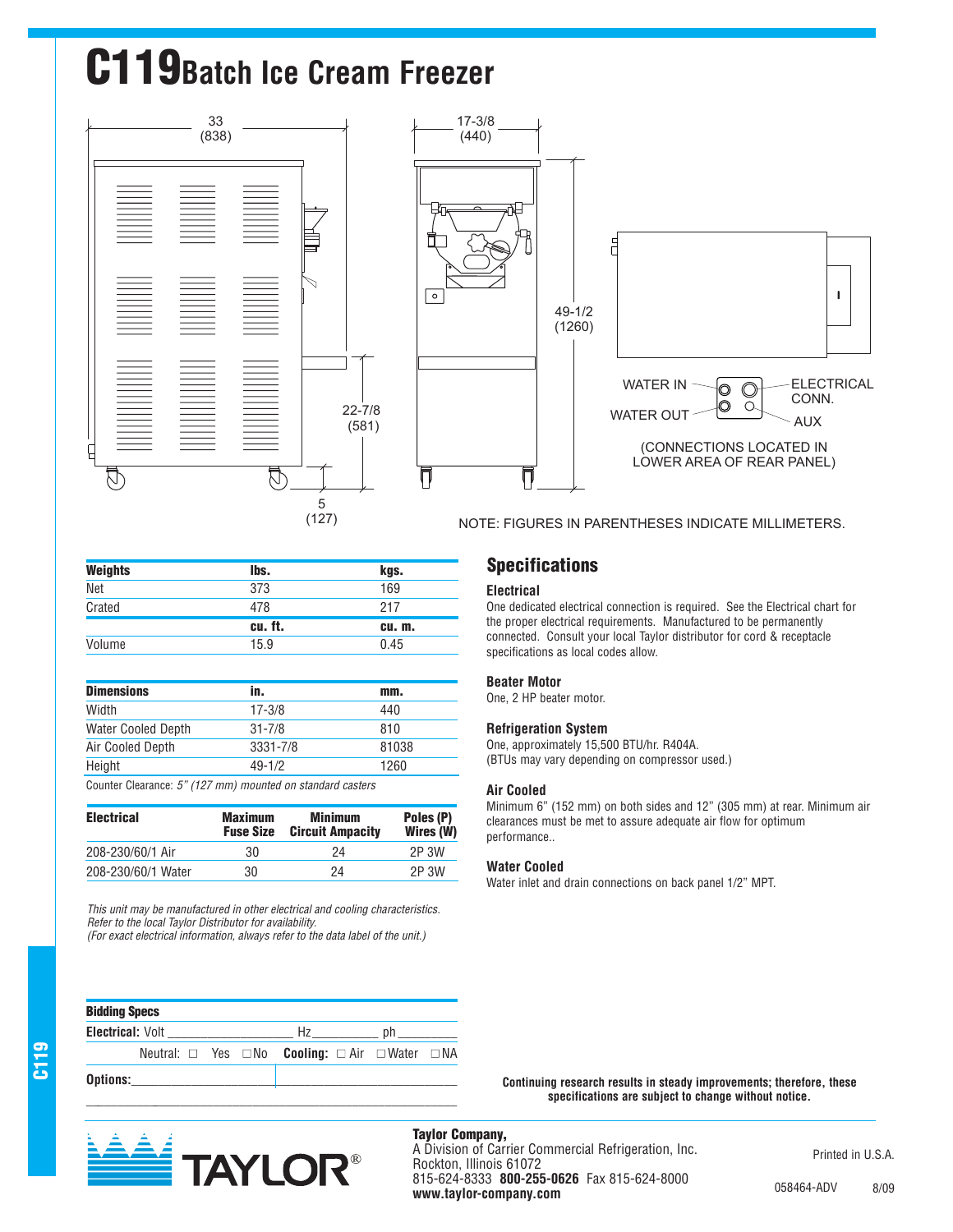# C119 Batch Ice Cream Freezer

33
(838)

17-3/8
(440)

49-1/2
(1260)

22-7/8
(581)

5
(127)

WATER IN

WATER OUT

ELECTRICAL CONN.

AUX

(CONNECTIONS LOCATED IN LOWER AREA OF REAR PANEL)

NOTE: FIGURES IN PARENTHESES INDICATE MILLIMETERS.

| Weights | lbs. | kgs. |
|---|---|---|
| Net | 373 | 169 |
| Crated | 478 | 217 |
| | cu. ft. | cu. m. |
| Volume | 15.9 | 0.45 |

| Dimensions | in. | mm. |
|---|---|---|
| Width | 17-3/8 | 440 |
| Water Cooled Depth | 31-7/8 | 810 |
| Air Cooled Depth | 3331-7/8 | 81038 |
| Height | 49-1/2 | 1260 |

Counter Clearance: *5" (127 mm) mounted on standard casters*

| Electrical | Maximum Fuse Size | Minimum Circuit Ampacity | Poles (P) Wires (W) |
|---|---|---|---|
| 208-230/60/1 Air | 30 | 24 | 2P 3W |
| 208-230/60/1 Water | 30 | 24 | 2P 3W |

*This unit may be manufactured in other electrical and cooling characteristics. Refer to the local Taylor Distributor for availability.*
*(For exact electrical information, always refer to the data label of the unit.)*

## Specifications

### Electrical

One dedicated electrical connection is required. See the Electrical chart for the proper electrical requirements. Manufactured to be permanently connected. Consult your local Taylor distributor for cord & receptacle specifications as local codes allow.

### Beater Motor

One, 2 HP beater motor.

### Refrigeration System

One, approximately 15,500 BTU/hr. R404A.
(BTUs may vary depending on compressor used.)

### Air Cooled

Minimum 6" (152 mm) on both sides and 12" (305 mm) at rear. Minimum air clearances must be met to assure adequate air flow for optimum performance..

### Water Cooled

Water inlet and drain connections on back panel 1/2" MPT.

**Bidding Specs**

**Electrical:** Volt __________________ Hz __________ ph ________

Neutral: ☐ Yes ☐ No **Cooling:** ☐ Air ☐ Water ☐ NA

**Options:** ______________________________________________

**Continuing research results in steady improvements; therefore, these specifications are subject to change without notice.**

TAYLOR®

**Taylor Company,**
A Division of Carrier Commercial Refrigeration, Inc.
Rockton, Illinois 61072
815-624-8333 **800-255-0626** Fax 815-624-8000
**www.taylor-company.com**

Printed in U.S.A.

058464-ADV 8/09